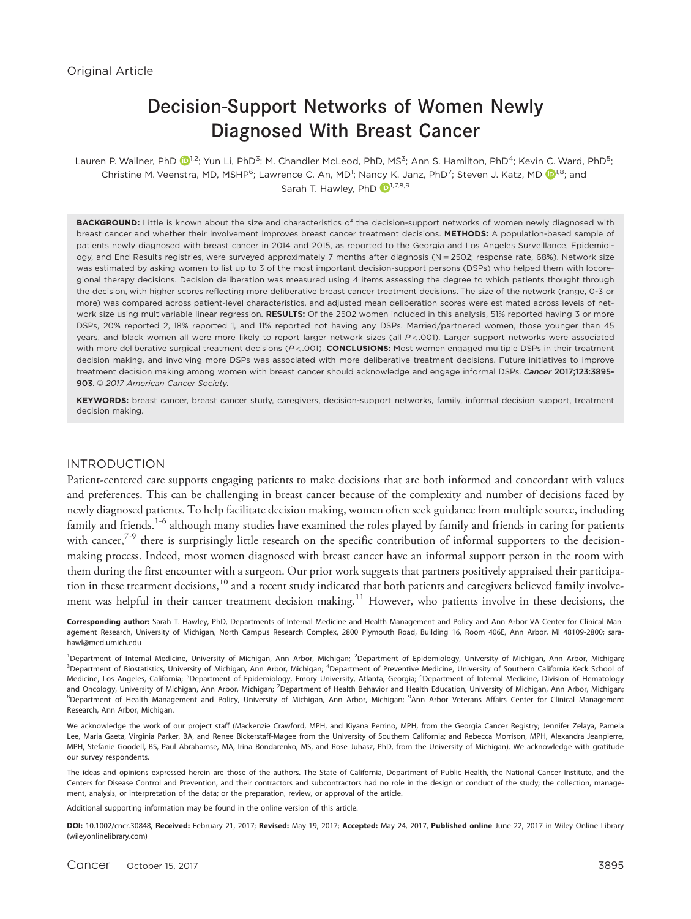Original Article

# Decision-Support Networks of Women Newly Diagnosed With Breast Cancer

Lauren P. Wallner, PhD[1,2]; Yun Li, PhD[3]; M. Chandler McLeod, PhD, MS[3]; Ann S. Hamilton, PhD[4]; Kevin C. Ward, PhD[5]; Christine M. Veenstra, MD, MSHP[6]; Lawrence C. An, MD[1]; Nancy K. Janz, PhD[7]; Steven J. Katz, MD[1,8]; and Sarah T. Hawley, PhD[1,7,8,9]

**BACKGROUND:** Little is known about the size and characteristics of the decision-support networks of women newly diagnosed with breast cancer and whether their involvement improves breast cancer treatment decisions. **METHODS:** A population-based sample of patients newly diagnosed with breast cancer in 2014 and 2015, as reported to the Georgia and Los Angeles Surveillance, Epidemiology, and End Results registries, were surveyed approximately 7 months after diagnosis (N = 2502; response rate, 68%). Network size was estimated by asking women to list up to 3 of the most important decision-support persons (DSPs) who helped them with locoregional therapy decisions. Decision deliberation was measured using 4 items assessing the degree to which patients thought through the decision, with higher scores reflecting more deliberative breast cancer treatment decisions. The size of the network (range, 0-3 or more) was compared across patient-level characteristics, and adjusted mean deliberation scores were estimated across levels of network size using multivariable linear regression. **RESULTS:** Of the 2502 women included in this analysis, 51% reported having 3 or more DSPs, 20% reported 2, 18% reported 1, and 11% reported not having any DSPs. Married/partnered women, those younger than 45 years, and black women all were more likely to report larger network sizes (all $P<.001$). Larger support networks were associated with more deliberative surgical treatment decisions ($P<.001$). **CONCLUSIONS:** Most women engaged multiple DSPs in their treatment decision making, and involving more DSPs was associated with more deliberative treatment decisions. Future initiatives to improve treatment decision making among women with breast cancer should acknowledge and engage informal DSPs. *Cancer* **2017;123:3895-903.** *© 2017 American Cancer Society.*

**KEYWORDS:** breast cancer, breast cancer study, caregivers, decision-support networks, family, informal decision support, treatment decision making.

## INTRODUCTION

Patient-centered care supports engaging patients to make decisions that are both informed and concordant with values and preferences. This can be challenging in breast cancer because of the complexity and number of decisions faced by newly diagnosed patients. To help facilitate decision making, women often seek guidance from multiple source, including family and friends.[1-6] although many studies have examined the roles played by family and friends in caring for patients with cancer,[7-9] there is surprisingly little research on the specific contribution of informal supporters to the decision-making process. Indeed, most women diagnosed with breast cancer have an informal support person in the room with them during the first encounter with a surgeon. Our prior work suggests that partners positively appraised their participation in these treatment decisions,[10] and a recent study indicated that both patients and caregivers believed family involvement was helpful in their cancer treatment decision making.[11] However, who patients involve in these decisions, the

**Corresponding author:** Sarah T. Hawley, PhD, Departments of Internal Medicine and Health Management and Policy and Ann Arbor VA Center for Clinical Management Research, University of Michigan, North Campus Research Complex, 2800 Plymouth Road, Building 16, Room 406E, Ann Arbor, MI 48109-2800; sarahawl@med.umich.edu

[1]Department of Internal Medicine, University of Michigan, Ann Arbor, Michigan; [2]Department of Epidemiology, University of Michigan, Ann Arbor, Michigan; [3]Department of Biostatistics, University of Michigan, Ann Arbor, Michigan; [4]Department of Preventive Medicine, University of Southern California Keck School of Medicine, Los Angeles, California; [5]Department of Epidemiology, Emory University, Atlanta, Georgia; [6]Department of Internal Medicine, Division of Hematology and Oncology, University of Michigan, Ann Arbor, Michigan; [7]Department of Health Behavior and Health Education, University of Michigan, Ann Arbor, Michigan; [8]Department of Health Management and Policy, University of Michigan, Ann Arbor, Michigan; [9]Ann Arbor Veterans Affairs Center for Clinical Management Research, Ann Arbor, Michigan.

We acknowledge the work of our project staff (Mackenzie Crawford, MPH, and Kiyana Perrino, MPH, from the Georgia Cancer Registry; Jennifer Zelaya, Pamela Lee, Maria Gaeta, Virginia Parker, BA, and Renee Bickerstaff-Magee from the University of Southern California; and Rebecca Morrison, MPH, Alexandra Jeanpierre, MPH, Stefanie Goodell, BS, Paul Abrahamse, MA, Irina Bondarenko, MS, and Rose Juhasz, PhD, from the University of Michigan). We acknowledge with gratitude our survey respondents.

The ideas and opinions expressed herein are those of the authors. The State of California, Department of Public Health, the National Cancer Institute, and the Centers for Disease Control and Prevention, and their contractors and subcontractors had no role in the design or conduct of the study; the collection, management, analysis, or interpretation of the data; or the preparation, review, or approval of the article.

Additional supporting information may be found in the online version of this article.

**DOI:** 10.1002/cncr.30848, **Received:** February 21, 2017; **Revised:** May 19, 2017; **Accepted:** May 24, 2017, **Published online** June 22, 2017 in Wiley Online Library (wileyonlinelibrary.com)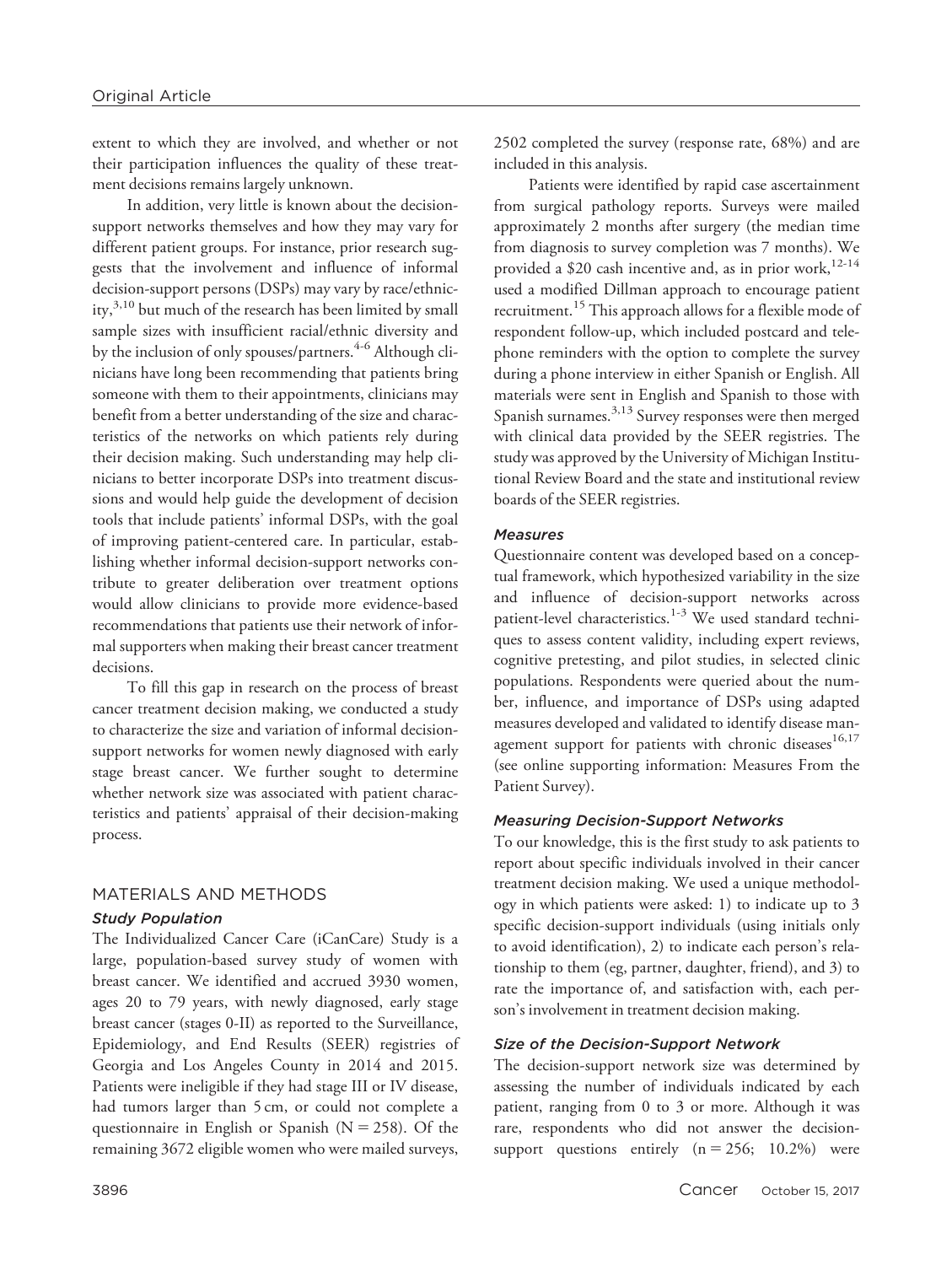extent to which they are involved, and whether or not their participation influences the quality of these treatment decisions remains largely unknown.

In addition, very little is known about the decision-support networks themselves and how they may vary for different patient groups. For instance, prior research suggests that the involvement and influence of informal decision-support persons (DSPs) may vary by race/ethnicity,[3,10] but much of the research has been limited by small sample sizes with insufficient racial/ethnic diversity and by the inclusion of only spouses/partners.[4-6] Although clinicians have long been recommending that patients bring someone with them to their appointments, clinicians may benefit from a better understanding of the size and characteristics of the networks on which patients rely during their decision making. Such understanding may help clinicians to better incorporate DSPs into treatment discussions and would help guide the development of decision tools that include patients' informal DSPs, with the goal of improving patient-centered care. In particular, establishing whether informal decision-support networks contribute to greater deliberation over treatment options would allow clinicians to provide more evidence-based recommendations that patients use their network of informal supporters when making their breast cancer treatment decisions.

To fill this gap in research on the process of breast cancer treatment decision making, we conducted a study to characterize the size and variation of informal decision-support networks for women newly diagnosed with early stage breast cancer. We further sought to determine whether network size was associated with patient characteristics and patients' appraisal of their decision-making process.

## MATERIALS AND METHODS

### *Study Population*

The Individualized Cancer Care (iCanCare) Study is a large, population-based survey study of women with breast cancer. We identified and accrued 3930 women, ages 20 to 79 years, with newly diagnosed, early stage breast cancer (stages 0-II) as reported to the Surveillance, Epidemiology, and End Results (SEER) registries of Georgia and Los Angeles County in 2014 and 2015. Patients were ineligible if they had stage III or IV disease, had tumors larger than 5 cm, or could not complete a questionnaire in English or Spanish (N = 258). Of the remaining 3672 eligible women who were mailed surveys, 2502 completed the survey (response rate, 68%) and are included in this analysis.

Patients were identified by rapid case ascertainment from surgical pathology reports. Surveys were mailed approximately 2 months after surgery (the median time from diagnosis to survey completion was 7 months). We provided a $20 cash incentive and, as in prior work,[12-14] used a modified Dillman approach to encourage patient recruitment.[15] This approach allows for a flexible mode of respondent follow-up, which included postcard and telephone reminders with the option to complete the survey during a phone interview in either Spanish or English. All materials were sent in English and Spanish to those with Spanish surnames.[3,13] Survey responses were then merged with clinical data provided by the SEER registries. The study was approved by the University of Michigan Institutional Review Board and the state and institutional review boards of the SEER registries.

### *Measures*

Questionnaire content was developed based on a conceptual framework, which hypothesized variability in the size and influence of decision-support networks across patient-level characteristics.[1-3] We used standard techniques to assess content validity, including expert reviews, cognitive pretesting, and pilot studies, in selected clinic populations. Respondents were queried about the number, influence, and importance of DSPs using adapted measures developed and validated to identify disease management support for patients with chronic diseases[16,17] (see online supporting information: Measures From the Patient Survey).

### *Measuring Decision-Support Networks*

To our knowledge, this is the first study to ask patients to report about specific individuals involved in their cancer treatment decision making. We used a unique methodology in which patients were asked: 1) to indicate up to 3 specific decision-support individuals (using initials only to avoid identification), 2) to indicate each person's relationship to them (eg, partner, daughter, friend), and 3) to rate the importance of, and satisfaction with, each person's involvement in treatment decision making.

### *Size of the Decision-Support Network*

The decision-support network size was determined by assessing the number of individuals indicated by each patient, ranging from 0 to 3 or more. Although it was rare, respondents who did not answer the decision-support questions entirely (n = 256; 10.2%) were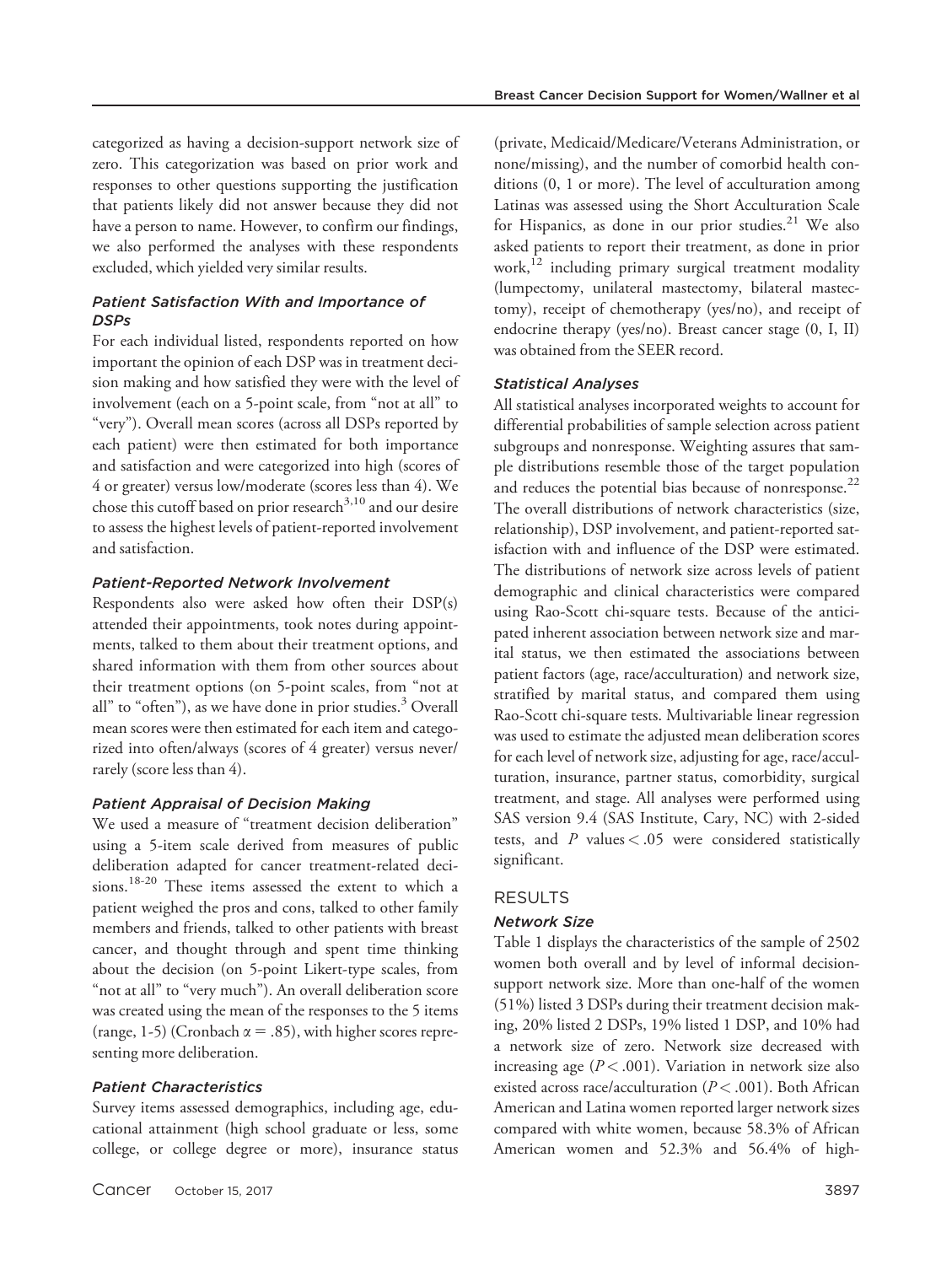categorized as having a decision-support network size of zero. This categorization was based on prior work and responses to other questions supporting the justification that patients likely did not answer because they did not have a person to name. However, to confirm our findings, we also performed the analyses with these respondents excluded, which yielded very similar results.

### *Patient Satisfaction With and Importance of DSPs*

For each individual listed, respondents reported on how important the opinion of each DSP was in treatment decision making and how satisfied they were with the level of involvement (each on a 5-point scale, from "not at all" to "very"). Overall mean scores (across all DSPs reported by each patient) were then estimated for both importance and satisfaction and were categorized into high (scores of 4 or greater) versus low/moderate (scores less than 4). We chose this cutoff based on prior research[3,10] and our desire to assess the highest levels of patient-reported involvement and satisfaction.

### *Patient-Reported Network Involvement*

Respondents also were asked how often their DSP(s) attended their appointments, took notes during appointments, talked to them about their treatment options, and shared information with them from other sources about their treatment options (on 5-point scales, from "not at all" to "often"), as we have done in prior studies.[3] Overall mean scores were then estimated for each item and categorized into often/always (scores of 4 greater) versus never/rarely (score less than 4).

### *Patient Appraisal of Decision Making*

We used a measure of "treatment decision deliberation" using a 5-item scale derived from measures of public deliberation adapted for cancer treatment-related decisions.[18-20] These items assessed the extent to which a patient weighed the pros and cons, talked to other family members and friends, talked to other patients with breast cancer, and thought through and spent time thinking about the decision (on 5-point Likert-type scales, from "not at all" to "very much"). An overall deliberation score was created using the mean of the responses to the 5 items (range, 1-5) (Cronbach $\alpha = .85$), with higher scores representing more deliberation.

### *Patient Characteristics*

Survey items assessed demographics, including age, educational attainment (high school graduate or less, some college, or college degree or more), insurance status (private, Medicaid/Medicare/Veterans Administration, or none/missing), and the number of comorbid health conditions (0, 1 or more). The level of acculturation among Latinas was assessed using the Short Acculturation Scale for Hispanics, as done in our prior studies.[21] We also asked patients to report their treatment, as done in prior work,[12] including primary surgical treatment modality (lumpectomy, unilateral mastectomy, bilateral mastectomy), receipt of chemotherapy (yes/no), and receipt of endocrine therapy (yes/no). Breast cancer stage (0, I, II) was obtained from the SEER record.

### *Statistical Analyses*

All statistical analyses incorporated weights to account for differential probabilities of sample selection across patient subgroups and nonresponse. Weighting assures that sample distributions resemble those of the target population and reduces the potential bias because of nonresponse.[22] The overall distributions of network characteristics (size, relationship), DSP involvement, and patient-reported satisfaction with and influence of the DSP were estimated. The distributions of network size across levels of patient demographic and clinical characteristics were compared using Rao-Scott chi-square tests. Because of the anticipated inherent association between network size and marital status, we then estimated the associations between patient factors (age, race/acculturation) and network size, stratified by marital status, and compared them using Rao-Scott chi-square tests. Multivariable linear regression was used to estimate the adjusted mean deliberation scores for each level of network size, adjusting for age, race/acculturation, insurance, partner status, comorbidity, surgical treatment, and stage. All analyses were performed using SAS version 9.4 (SAS Institute, Cary, NC) with 2-sided tests, and $P$ values $< .05$ were considered statistically significant.

## RESULTS

### *Network Size*

Table 1 displays the characteristics of the sample of 2502 women both overall and by level of informal decision-support network size. More than one-half of the women (51%) listed 3 DSPs during their treatment decision making, 20% listed 2 DSPs, 19% listed 1 DSP, and 10% had a network size of zero. Network size decreased with increasing age ($P < .001$). Variation in network size also existed across race/acculturation ($P < .001$). Both African American and Latina women reported larger network sizes compared with white women, because 58.3% of African American women and 52.3% and 56.4% of high-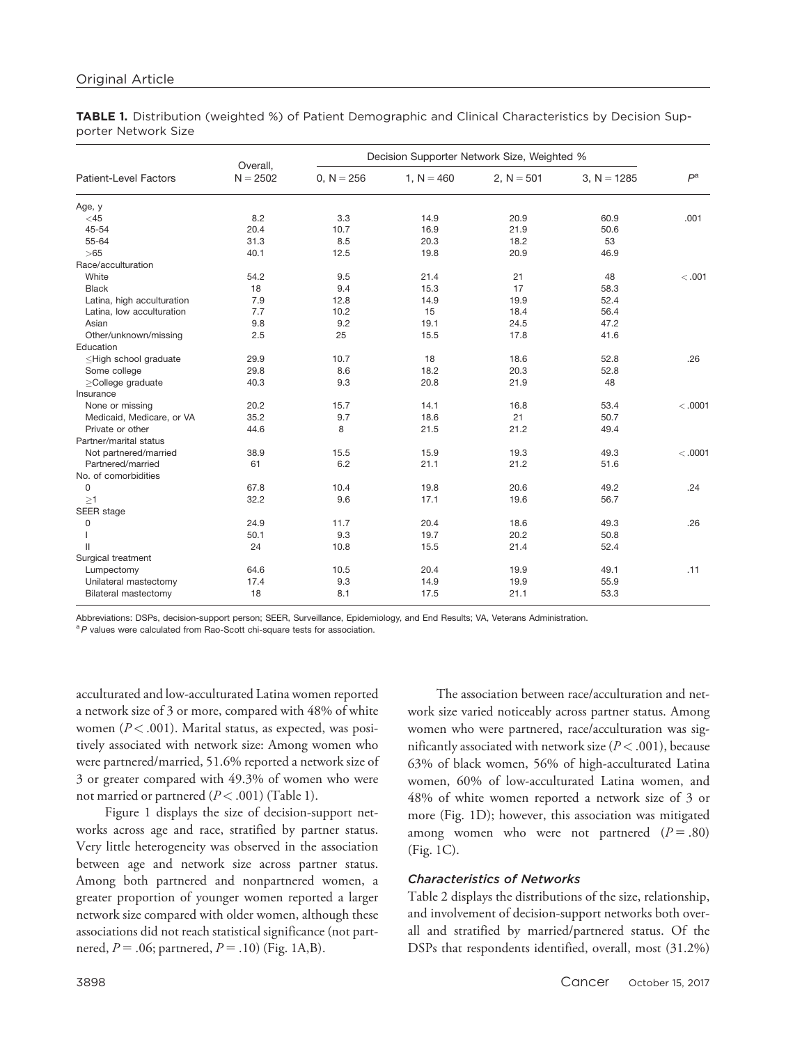**TABLE 1.** Distribution (weighted %) of Patient Demographic and Clinical Characteristics by Decision Supporter Network Size

| Patient-Level Factors | Overall, N = 2502 | Decision Supporter Network Size, Weighted % | | | | $P$[a] |
|---|---|---|---|---|---|---|
| | | 0, N = 256 | 1, N = 460 | 2, N = 501 | 3, N = 1285 | |
| Age, y | | | | | | |
| <45 | 8.2 | 3.3 | 14.9 | 20.9 | 60.9 | .001 |
| 45-54 | 20.4 | 10.7 | 16.9 | 21.9 | 50.6 | |
| 55-64 | 31.3 | 8.5 | 20.3 | 18.2 | 53 | |
| >65 | 40.1 | 12.5 | 19.8 | 20.9 | 46.9 | |
| Race/acculturation | | | | | | |
| White | 54.2 | 9.5 | 21.4 | 21 | 48 | <.001 |
| Black | 18 | 9.4 | 15.3 | 17 | 58.3 | |
| Latina, high acculturation | 7.9 | 12.8 | 14.9 | 19.9 | 52.4 | |
| Latina, low acculturation | 7.7 | 10.2 | 15 | 18.4 | 56.4 | |
| Asian | 9.8 | 9.2 | 19.1 | 24.5 | 47.2 | |
| Other/unknown/missing | 2.5 | 25 | 15.5 | 17.8 | 41.6 | |
| Education | | | | | | |
| ≤High school graduate | 29.9 | 10.7 | 18 | 18.6 | 52.8 | .26 |
| Some college | 29.8 | 8.6 | 18.2 | 20.3 | 52.8 | |
| ≥College graduate | 40.3 | 9.3 | 20.8 | 21.9 | 48 | |
| Insurance | | | | | | |
| None or missing | 20.2 | 15.7 | 14.1 | 16.8 | 53.4 | <.0001 |
| Medicaid, Medicare, or VA | 35.2 | 9.7 | 18.6 | 21 | 50.7 | |
| Private or other | 44.6 | 8 | 21.5 | 21.2 | 49.4 | |
| Partner/marital status | | | | | | |
| Not partnered/married | 38.9 | 15.5 | 15.9 | 19.3 | 49.3 | <.0001 |
| Partnered/married | 61 | 6.2 | 21.1 | 21.2 | 51.6 | |
| No. of comorbidities | | | | | | |
| 0 | 67.8 | 10.4 | 19.8 | 20.6 | 49.2 | .24 |
| ≥1 | 32.2 | 9.6 | 17.1 | 19.6 | 56.7 | |
| SEER stage | | | | | | |
| 0 | 24.9 | 11.7 | 20.4 | 18.6 | 49.3 | .26 |
| I | 50.1 | 9.3 | 19.7 | 20.2 | 50.8 | |
| II | 24 | 10.8 | 15.5 | 21.4 | 52.4 | |
| Surgical treatment | | | | | | |
| Lumpectomy | 64.6 | 10.5 | 20.4 | 19.9 | 49.1 | .11 |
| Unilateral mastectomy | 17.4 | 9.3 | 14.9 | 19.9 | 55.9 | |
| Bilateral mastectomy | 18 | 8.1 | 17.5 | 21.1 | 53.3 | |

Abbreviations: DSPs, decision-support person; SEER, Surveillance, Epidemiology, and End Results; VA, Veterans Administration.
[a] $P$ values were calculated from Rao-Scott chi-square tests for association.

acculturated and low-acculturated Latina women reported a network size of 3 or more, compared with 48% of white women ($P < .001$). Marital status, as expected, was positively associated with network size: Among women who were partnered/married, 51.6% reported a network size of 3 or greater compared with 49.3% of women who were not married or partnered ($P < .001$) (Table 1).

Figure 1 displays the size of decision-support networks across age and race, stratified by partner status. Very little heterogeneity was observed in the association between age and network size across partner status. Among both partnered and nonpartnered women, a greater proportion of younger women reported a larger network size compared with older women, although these associations did not reach statistical significance (not partnered, $P = .06$; partnered, $P = .10$) (Fig. 1A,B).

The association between race/acculturation and network size varied noticeably across partner status. Among women who were partnered, race/acculturation was significantly associated with network size ($P < .001$), because 63% of black women, 56% of high-acculturated Latina women, 60% of low-acculturated Latina women, and 48% of white women reported a network size of 3 or more (Fig. 1D); however, this association was mitigated among women who were not partnered ($P = .80$) (Fig. 1C).

### *Characteristics of Networks*

Table 2 displays the distributions of the size, relationship, and involvement of decision-support networks both overall and stratified by married/partnered status. Of the DSPs that respondents identified, overall, most (31.2%)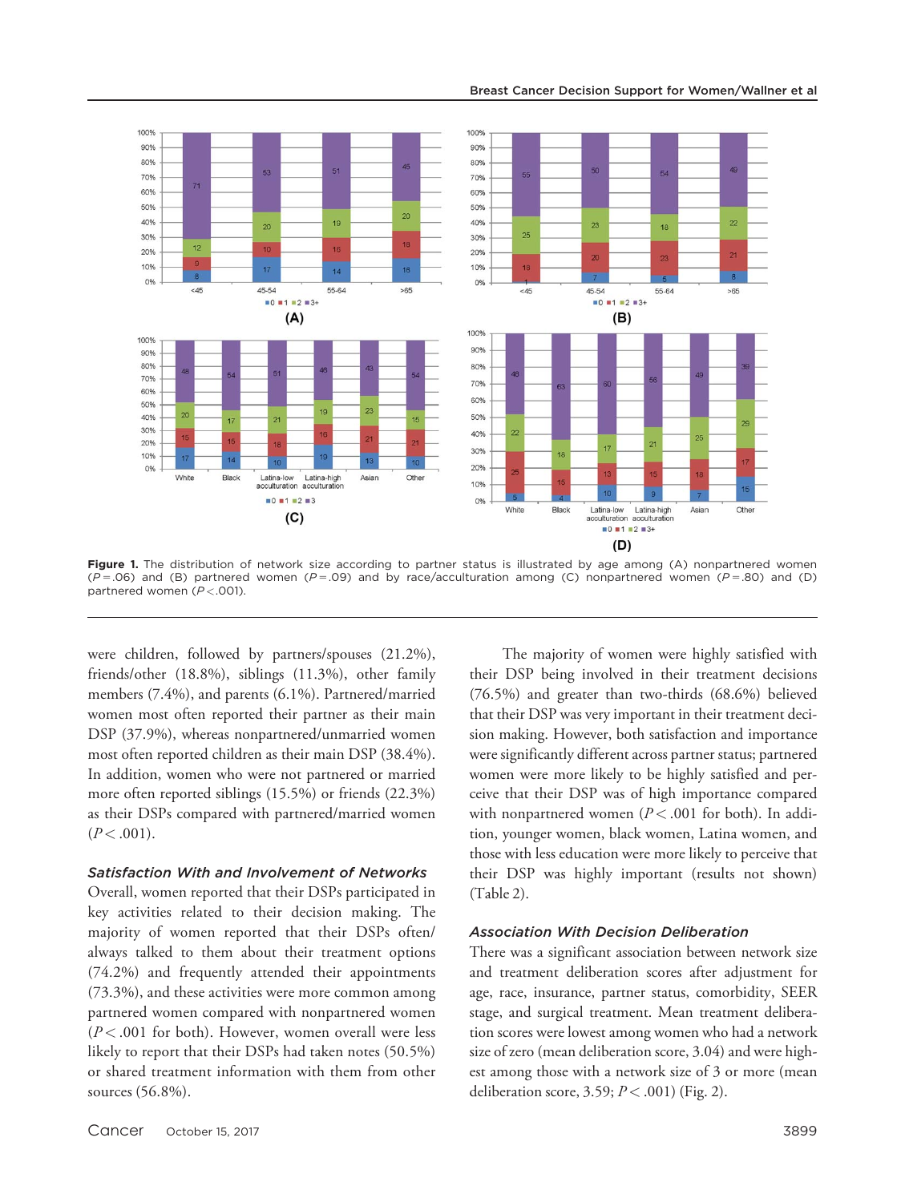Figure 1. The distribution of network size according to partner status is illustrated by age among (A) nonpartnered women ($P = .06$) and (B) partnered women ($P = .09$) and by race/acculturation among (C) nonpartnered women ($P = .80$) and (D) partnered women ($P < .001$).

were children, followed by partners/spouses (21.2%), friends/other (18.8%), siblings (11.3%), other family members (7.4%), and parents (6.1%). Partnered/married women most often reported their partner as their main DSP (37.9%), whereas nonpartnered/unmarried women most often reported children as their main DSP (38.4%). In addition, women who were not partnered or married more often reported siblings (15.5%) or friends (22.3%) as their DSPs compared with partnered/married women ($P < .001$).

### *Satisfaction With and Involvement of Networks*

Overall, women reported that their DSPs participated in key activities related to their decision making. The majority of women reported that their DSPs often/always talked to them about their treatment options (74.2%) and frequently attended their appointments (73.3%), and these activities were more common among partnered women compared with nonpartnered women ($P < .001$ for both). However, women overall were less likely to report that their DSPs had taken notes (50.5%) or shared treatment information with them from other sources (56.8%).

The majority of women were highly satisfied with their DSP being involved in their treatment decisions (76.5%) and greater than two-thirds (68.6%) believed that their DSP was very important in their treatment decision making. However, both satisfaction and importance were significantly different across partner status; partnered women were more likely to be highly satisfied and perceive that their DSP was of high importance compared with nonpartnered women ($P < .001$ for both). In addition, younger women, black women, Latina women, and those with less education were more likely to perceive that their DSP was highly important (results not shown) (Table 2).

### *Association With Decision Deliberation*

There was a significant association between network size and treatment deliberation scores after adjustment for age, race, insurance, partner status, comorbidity, SEER stage, and surgical treatment. Mean treatment deliberation scores were lowest among women who had a network size of zero (mean deliberation score, 3.04) and were highest among those with a network size of 3 or more (mean deliberation score, 3.59; $P < .001$) (Fig. 2).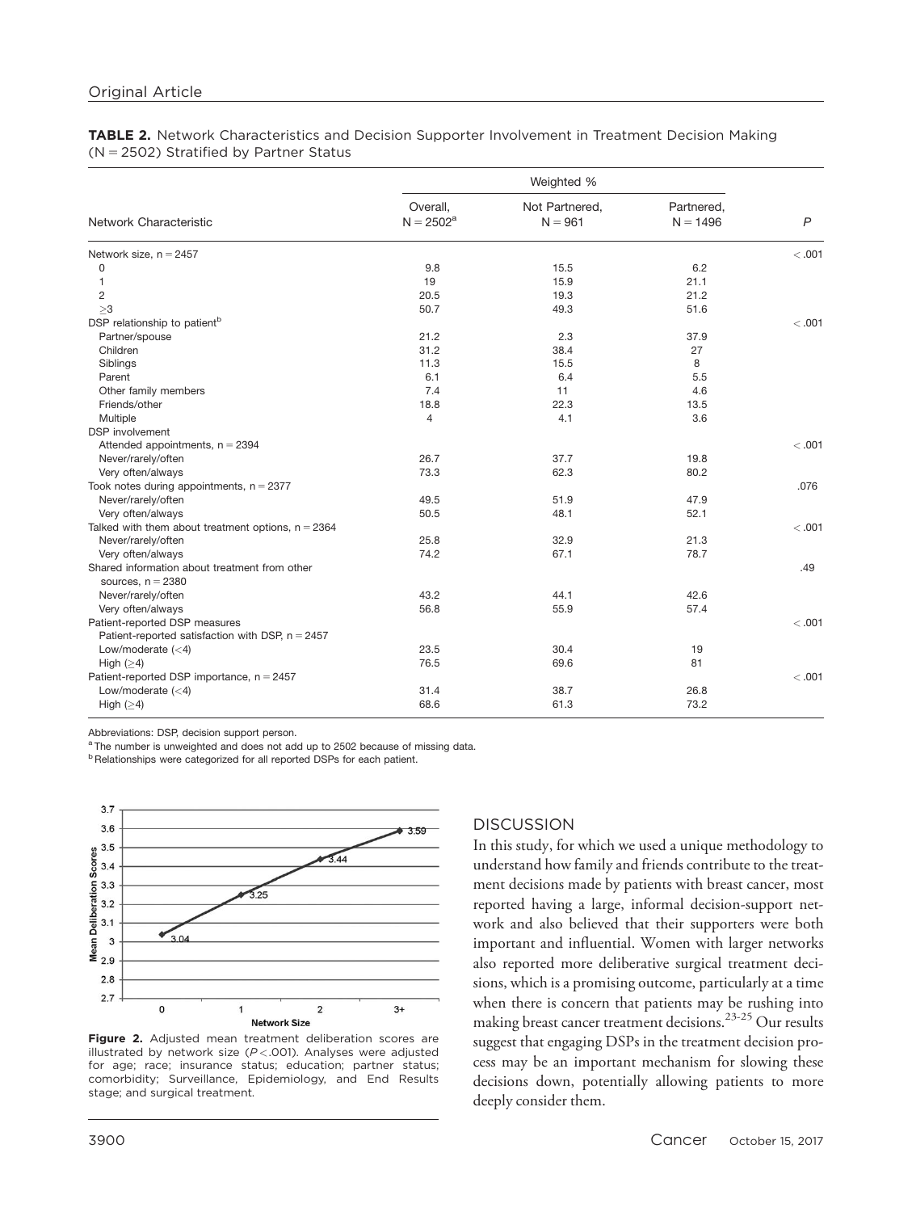**TABLE 2.** Network Characteristics and Decision Supporter Involvement in Treatment Decision Making (N = 2502) Stratified by Partner Status

| Network Characteristic | Weighted % | | | |
|---|---|---|---|---|
| | Overall, N = 2502[a] | Not Partnered, N = 961 | Partnered, N = 1496 | P |
| Network size, n = 2457 | | | | < .001 |
| 0 | 9.8 | 15.5 | 6.2 | |
| 1 | 19 | 15.9 | 21.1 | |
| 2 | 20.5 | 19.3 | 21.2 | |
| ≥3 | 50.7 | 49.3 | 51.6 | |
| DSP relationship to patient[b] | | | | < .001 |
| Partner/spouse | 21.2 | 2.3 | 37.9 | |
| Children | 31.2 | 38.4 | 27 | |
| Siblings | 11.3 | 15.5 | 8 | |
| Parent | 6.1 | 6.4 | 5.5 | |
| Other family members | 7.4 | 11 | 4.6 | |
| Friends/other | 18.8 | 22.3 | 13.5 | |
| Multiple | 4 | 4.1 | 3.6 | |
| DSP involvement | | | | |
| Attended appointments, n = 2394 | | | | < .001 |
| Never/rarely/often | 26.7 | 37.7 | 19.8 | |
| Very often/always | 73.3 | 62.3 | 80.2 | |
| Took notes during appointments, n = 2377 | | | | .076 |
| Never/rarely/often | 49.5 | 51.9 | 47.9 | |
| Very often/always | 50.5 | 48.1 | 52.1 | |
| Talked with them about treatment options, n = 2364 | | | | < .001 |
| Never/rarely/often | 25.8 | 32.9 | 21.3 | |
| Very often/always | 74.2 | 67.1 | 78.7 | |
| Shared information about treatment from other sources, n = 2380 | | | | .49 |
| Never/rarely/often | 43.2 | 44.1 | 42.6 | |
| Very often/always | 56.8 | 55.9 | 57.4 | |
| Patient-reported DSP measures | | | | < .001 |
| Patient-reported satisfaction with DSP, n = 2457 | | | | |
| Low/moderate (<4) | 23.5 | 30.4 | 19 | |
| High (≥4) | 76.5 | 69.6 | 81 | |
| Patient-reported DSP importance, n = 2457 | | | | < .001 |
| Low/moderate (<4) | 31.4 | 38.7 | 26.8 | |
| High (≥4) | 68.6 | 61.3 | 73.2 | |

Abbreviations: DSP, decision support person.

[a] The number is unweighted and does not add up to 2502 because of missing data.

[b] Relationships were categorized for all reported DSPs for each patient.

**Figure 2.** Adjusted mean treatment deliberation scores are illustrated by network size ($P < .001$). Analyses were adjusted for age; race; insurance status; education; partner status; comorbidity; Surveillance, Epidemiology, and End Results stage; and surgical treatment.

## DISCUSSION

In this study, for which we used a unique methodology to understand how family and friends contribute to the treatment decisions made by patients with breast cancer, most reported having a large, informal decision-support network and also believed that their supporters were both important and influential. Women with larger networks also reported more deliberative surgical treatment decisions, which is a promising outcome, particularly at a time when there is concern that patients may be rushing into making breast cancer treatment decisions.[23-25] Our results suggest that engaging DSPs in the treatment decision process may be an important mechanism for slowing these decisions down, potentially allowing patients to more deeply consider them.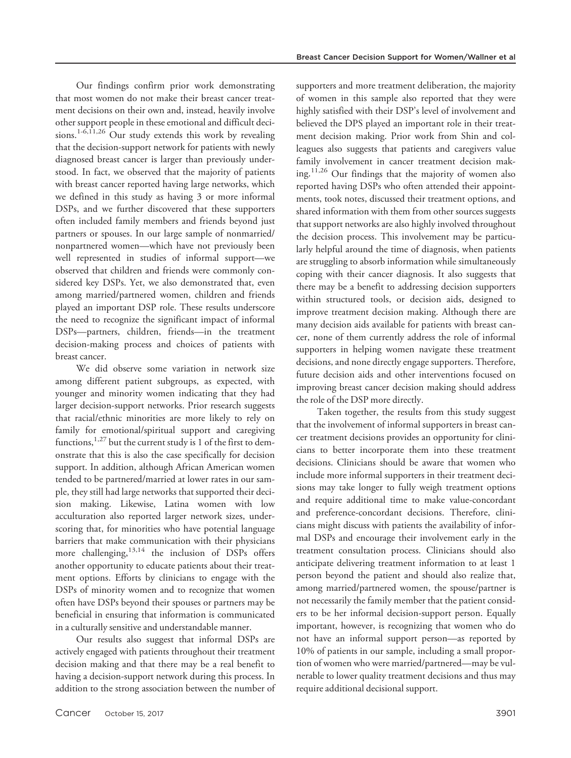Our findings confirm prior work demonstrating that most women do not make their breast cancer treatment decisions on their own and, instead, heavily involve other support people in these emotional and difficult decisions.[1-6,11,26] Our study extends this work by revealing that the decision-support network for patients with newly diagnosed breast cancer is larger than previously understood. In fact, we observed that the majority of patients with breast cancer reported having large networks, which we defined in this study as having 3 or more informal DSPs, and we further discovered that these supporters often included family members and friends beyond just partners or spouses. In our large sample of nonmarried/nonpartnered women—which have not previously been well represented in studies of informal support—we observed that children and friends were commonly considered key DSPs. Yet, we also demonstrated that, even among married/partnered women, children and friends played an important DSP role. These results underscore the need to recognize the significant impact of informal DSPs—partners, children, friends—in the treatment decision-making process and choices of patients with breast cancer.

We did observe some variation in network size among different patient subgroups, as expected, with younger and minority women indicating that they had larger decision-support networks. Prior research suggests that racial/ethnic minorities are more likely to rely on family for emotional/spiritual support and caregiving functions,[1,27] but the current study is 1 of the first to demonstrate that this is also the case specifically for decision support. In addition, although African American women tended to be partnered/married at lower rates in our sample, they still had large networks that supported their decision making. Likewise, Latina women with low acculturation also reported larger network sizes, underscoring that, for minorities who have potential language barriers that make communication with their physicians more challenging,[13,14] the inclusion of DSPs offers another opportunity to educate patients about their treatment options. Efforts by clinicians to engage with the DSPs of minority women and to recognize that women often have DSPs beyond their spouses or partners may be beneficial in ensuring that information is communicated in a culturally sensitive and understandable manner.

Our results also suggest that informal DSPs are actively engaged with patients throughout their treatment decision making and that there may be a real benefit to having a decision-support network during this process. In addition to the strong association between the number of supporters and more treatment deliberation, the majority of women in this sample also reported that they were highly satisfied with their DSP's level of involvement and believed the DPS played an important role in their treatment decision making. Prior work from Shin and colleagues also suggests that patients and caregivers value family involvement in cancer treatment decision making.[11,26] Our findings that the majority of women also reported having DSPs who often attended their appointments, took notes, discussed their treatment options, and shared information with them from other sources suggests that support networks are also highly involved throughout the decision process. This involvement may be particularly helpful around the time of diagnosis, when patients are struggling to absorb information while simultaneously coping with their cancer diagnosis. It also suggests that there may be a benefit to addressing decision supporters within structured tools, or decision aids, designed to improve treatment decision making. Although there are many decision aids available for patients with breast cancer, none of them currently address the role of informal supporters in helping women navigate these treatment decisions, and none directly engage supporters. Therefore, future decision aids and other interventions focused on improving breast cancer decision making should address the role of the DSP more directly.

Taken together, the results from this study suggest that the involvement of informal supporters in breast cancer treatment decisions provides an opportunity for clinicians to better incorporate them into these treatment decisions. Clinicians should be aware that women who include more informal supporters in their treatment decisions may take longer to fully weigh treatment options and require additional time to make value-concordant and preference-concordant decisions. Therefore, clinicians might discuss with patients the availability of informal DSPs and encourage their involvement early in the treatment consultation process. Clinicians should also anticipate delivering treatment information to at least 1 person beyond the patient and should also realize that, among married/partnered women, the spouse/partner is not necessarily the family member that the patient considers to be her informal decision-support person. Equally important, however, is recognizing that women who do not have an informal support person—as reported by 10% of patients in our sample, including a small proportion of women who were married/partnered—may be vulnerable to lower quality treatment decisions and thus may require additional decisional support.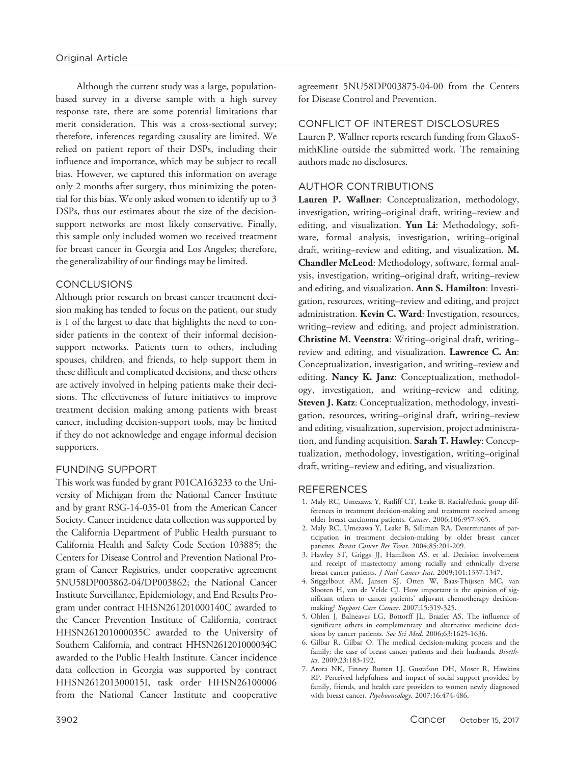Although the current study was a large, population-based survey in a diverse sample with a high survey response rate, there are some potential limitations that merit consideration. This was a cross-sectional survey; therefore, inferences regarding causality are limited. We relied on patient report of their DSPs, including their influence and importance, which may be subject to recall bias. However, we captured this information on average only 2 months after surgery, thus minimizing the potential for this bias. We only asked women to identify up to 3 DSPs, thus our estimates about the size of the decision-support networks are most likely conservative. Finally, this sample only included women wo received treatment for breast cancer in Georgia and Los Angeles; therefore, the generalizability of our findings may be limited.

## CONCLUSIONS

Although prior research on breast cancer treatment decision making has tended to focus on the patient, our study is 1 of the largest to date that highlights the need to consider patients in the context of their informal decision-support networks. Patients turn to others, including spouses, children, and friends, to help support them in these difficult and complicated decisions, and these others are actively involved in helping patients make their decisions. The effectiveness of future initiatives to improve treatment decision making among patients with breast cancer, including decision-support tools, may be limited if they do not acknowledge and engage informal decision supporters.

## FUNDING SUPPORT

This work was funded by grant P01CA163233 to the University of Michigan from the National Cancer Institute and by grant RSG-14-035-01 from the American Cancer Society. Cancer incidence data collection was supported by the California Department of Public Health pursuant to California Health and Safety Code Section 103885; the Centers for Disease Control and Prevention National Program of Cancer Registries, under cooperative agreement 5NU58DP003862-04/DP003862; the National Cancer Institute Surveillance, Epidemiology, and End Results Program under contract HHSN261201000140C awarded to the Cancer Prevention Institute of California, contract HHSN261201000035C awarded to the University of Southern California, and contract HHSN261201000034C awarded to the Public Health Institute. Cancer incidence data collection in Georgia was supported by contract HHSN261201300015I, task order HHSN26100006 from the National Cancer Institute and cooperative agreement 5NU58DP003875-04-00 from the Centers for Disease Control and Prevention.

## CONFLICT OF INTEREST DISCLOSURES

Lauren P. Wallner reports research funding from GlaxoSmithKline outside the submitted work. The remaining authors made no disclosures.

## AUTHOR CONTRIBUTIONS

**Lauren P. Wallner**: Conceptualization, methodology, investigation, writing–original draft, writing–review and editing, and visualization. **Yun Li**: Methodology, software, formal analysis, investigation, writing–original draft, writing–review and editing, and visualization. **M. Chandler McLeod**: Methodology, software, formal analysis, investigation, writing–original draft, writing–review and editing, and visualization. **Ann S. Hamilton**: Investigation, resources, writing–review and editing, and project administration. **Kevin C. Ward**: Investigation, resources, writing–review and editing, and project administration. **Christine M. Veenstra**: Writing–original draft, writing–review and editing, and visualization. **Lawrence C. An**: Conceptualization, investigation, and writing–review and editing. **Nancy K. Janz**: Conceptualization, methodology, investigation, and writing–review and editing. **Steven J. Katz**: Conceptualization, methodology, investigation, resources, writing–original draft, writing–review and editing, visualization, supervision, project administration, and funding acquisition. **Sarah T. Hawley**: Conceptualization, methodology, investigation, writing–original draft, writing–review and editing, and visualization.

## REFERENCES

1. Maly RC, Umezawa Y, Ratliff CT, Leake B. Racial/ethnic group differences in treatment decision-making and treatment received among older breast carcinoma patients. *Cancer*. 2006;106:957-965.
2. Maly RC, Umezawa Y, Leake B, Silliman RA. Determinants of participation in treatment decision-making by older breast cancer patients. *Breast Cancer Res Treat*. 2004;85:201-209.
3. Hawley ST, Griggs JJ, Hamilton AS, et al. Decision involvement and receipt of mastectomy among racially and ethnically diverse breast cancer patients. *J Natl Cancer Inst*. 2009;101:1337-1347.
4. Stiggelbout AM, Jansen SJ, Otten W, Baas-Thijssen MC, van Slooten H, van de Velde CJ. How important is the opinion of significant others to cancer patients' adjuvant chemotherapy decision-making? *Support Care Cancer*. 2007;15:319-325.
5. Ohlen J, Balneaves LG, Bottorff JL, Brazier AS. The influence of significant others in complementary and alternative medicine decisions by cancer patients. *Soc Sci Med*. 2006;63:1625-1636.
6. Gilbar R, Gilbar O. The medical decision-making process and the family: the case of breast cancer patients and their husbands. *Bioethics*. 2009;23:183-192.
7. Arora NK, Finney Rutten LJ, Gustafson DH, Moser R, Hawkins RP. Perceived helpfulness and impact of social support provided by family, friends, and health care providers to women newly diagnosed with breast cancer. *Psychooncology*. 2007;16:474-486.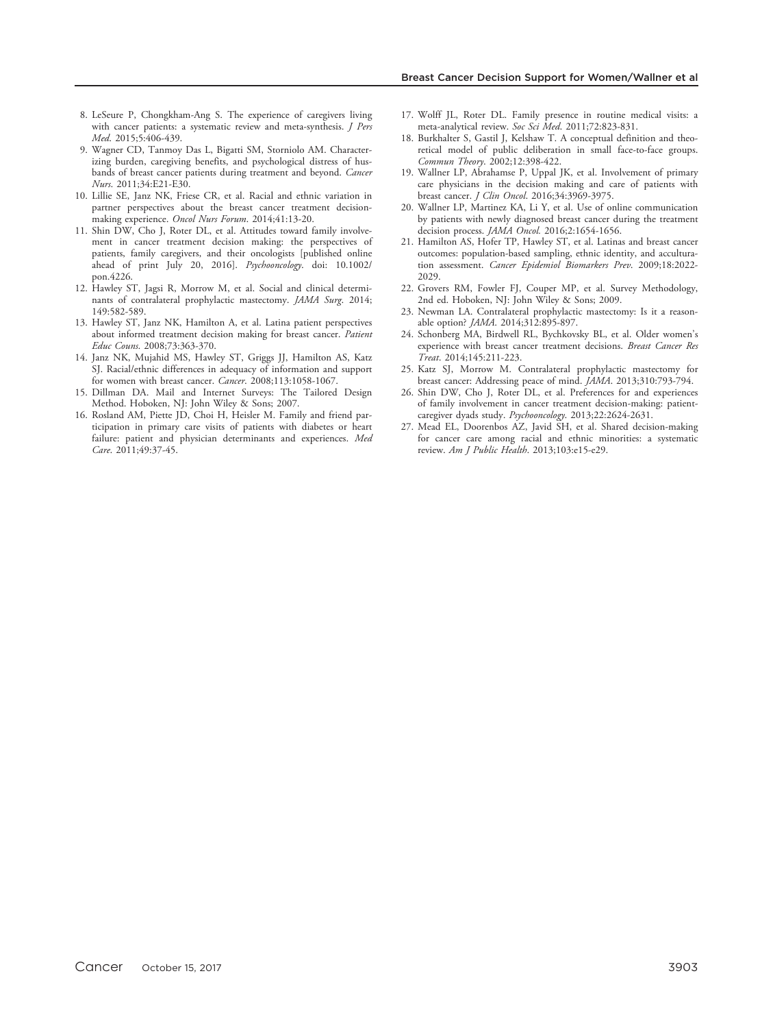8. LeSeure P, Chongkham-Ang S. The experience of caregivers living with cancer patients: a systematic review and meta-synthesis. *J Pers Med*. 2015;5:406-439.
9. Wagner CD, Tanmoy Das L, Bigatti SM, Storniolo AM. Characterizing burden, caregiving benefits, and psychological distress of husbands of breast cancer patients during treatment and beyond. *Cancer Nurs.* 2011;34:E21-E30.
10. Lillie SE, Janz NK, Friese CR, et al. Racial and ethnic variation in partner perspectives about the breast cancer treatment decision-making experience. *Oncol Nurs Forum*. 2014;41:13-20.
11. Shin DW, Cho J, Roter DL, et al. Attitudes toward family involvement in cancer treatment decision making: the perspectives of patients, family caregivers, and their oncologists [published online ahead of print July 20, 2016]. *Psychooncology*. doi: 10.1002/pon.4226.
12. Hawley ST, Jagsi R, Morrow M, et al. Social and clinical determinants of contralateral prophylactic mastectomy. *JAMA Surg*. 2014; 149:582-589.
13. Hawley ST, Janz NK, Hamilton A, et al. Latina patient perspectives about informed treatment decision making for breast cancer. *Patient Educ Couns*. 2008;73:363-370.
14. Janz NK, Mujahid MS, Hawley ST, Griggs JJ, Hamilton AS, Katz SJ. Racial/ethnic differences in adequacy of information and support for women with breast cancer. *Cancer*. 2008;113:1058-1067.
15. Dillman DA. Mail and Internet Surveys: The Tailored Design Method. Hoboken, NJ: John Wiley & Sons; 2007.
16. Rosland AM, Piette JD, Choi H, Heisler M. Family and friend participation in primary care visits of patients with diabetes or heart failure: patient and physician determinants and experiences. *Med Care*. 2011;49:37-45.
17. Wolff JL, Roter DL. Family presence in routine medical visits: a meta-analytical review. *Soc Sci Med*. 2011;72:823-831.
18. Burkhalter S, Gastil J, Kelshaw T. A conceptual definition and theoretical model of public deliberation in small face-to-face groups. *Commun Theory*. 2002;12:398-422.
19. Wallner LP, Abrahamse P, Uppal JK, et al. Involvement of primary care physicians in the decision making and care of patients with breast cancer. *J Clin Oncol*. 2016;34:3969-3975.
20. Wallner LP, Martinez KA, Li Y, et al. Use of online communication by patients with newly diagnosed breast cancer during the treatment decision process. *JAMA Oncol.* 2016;2:1654-1656.
21. Hamilton AS, Hofer TP, Hawley ST, et al. Latinas and breast cancer outcomes: population-based sampling, ethnic identity, and acculturation assessment. *Cancer Epidemiol Biomarkers Prev*. 2009;18:2022-2029.
22. Grovers RM, Fowler FJ, Couper MP, et al. Survey Methodology, 2nd ed. Hoboken, NJ: John Wiley & Sons; 2009.
23. Newman LA. Contralateral prophylactic mastectomy: Is it a reasonable option? *JAMA*. 2014;312:895-897.
24. Schonberg MA, Birdwell RL, Bychkovsky BL, et al. Older women's experience with breast cancer treatment decisions. *Breast Cancer Res Treat*. 2014;145:211-223.
25. Katz SJ, Morrow M. Contralateral prophylactic mastectomy for breast cancer: Addressing peace of mind. *JAMA*. 2013;310:793-794.
26. Shin DW, Cho J, Roter DL, et al. Preferences for and experiences of family involvement in cancer treatment decision-making: patient-caregiver dyads study. *Psychooncology*. 2013;22:2624-2631.
27. Mead EL, Doorenbos AZ, Javid SH, et al. Shared decision-making for cancer care among racial and ethnic minorities: a systematic review. *Am J Public Health*. 2013;103:e15-e29.